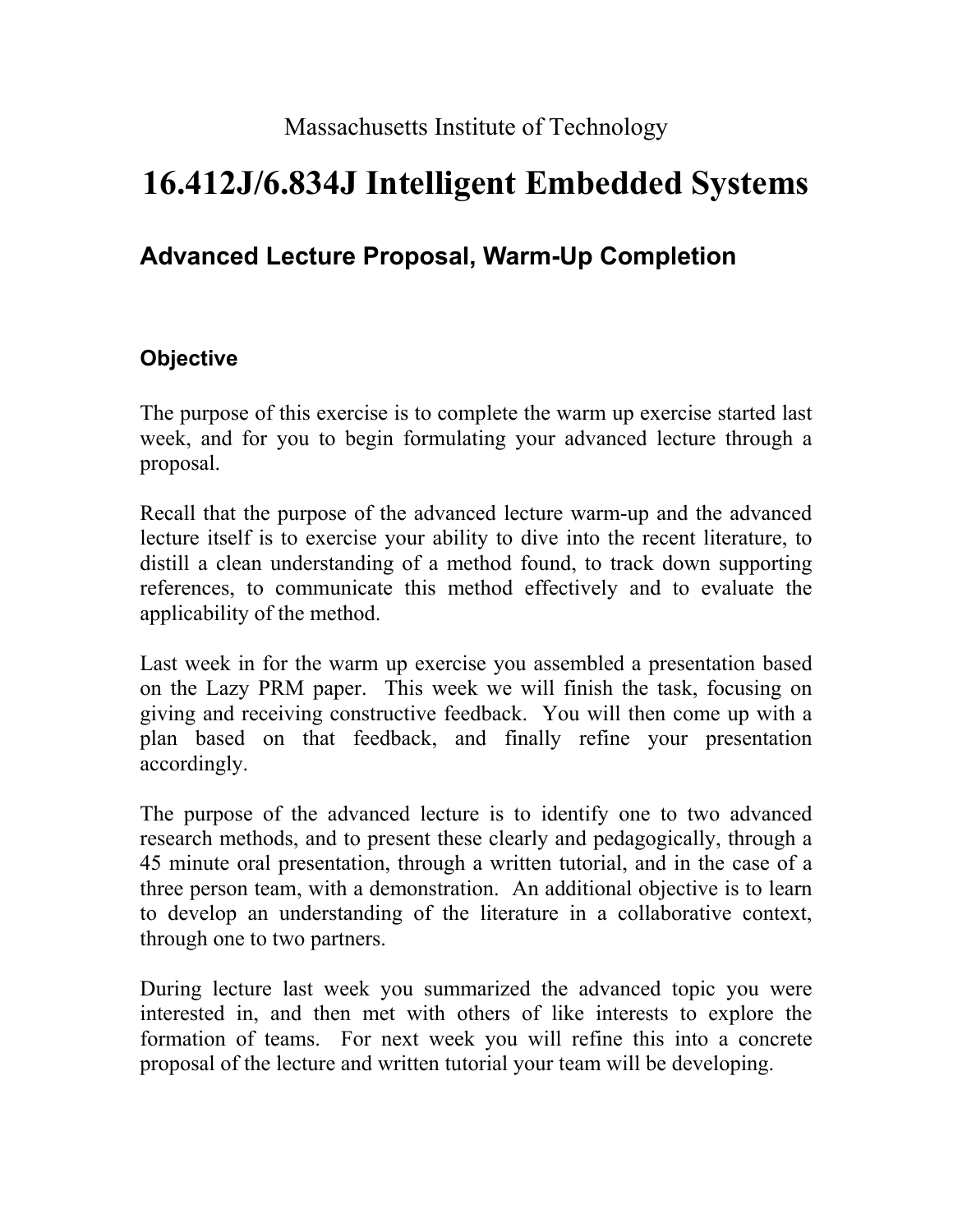Massachusetts Institute of Technology

# 16.412J/6.834J Intelligent Embedded Systems

## Advanced Lecture Proposal, Warm-Up Completion

### Objective

The purpose of this exercise is to complete the warm up exercise started last week, and for you to begin formulating your advanced lecture through a proposal.

Recall that the purpose of the advanced lecture warm-up and the advanced lecture itself is to exercise your ability to dive into the recent literature, to distill a clean understanding of a method found, to track down supporting references, to communicate this method effectively and to evaluate the applicability of the method.

Last week in for the warm up exercise you assembled a presentation based on the Lazy PRM paper. This week we will finish the task, focusing on giving and receiving constructive feedback. You will then come up with a plan based on that feedback, and finally refine your presentation accordingly.

The purpose of the advanced lecture is to identify one to two advanced research methods, and to present these clearly and pedagogically, through a 45 minute oral presentation, through a written tutorial, and in the case of a three person team, with a demonstration. An additional objective is to learn to develop an understanding of the literature in a collaborative context, through one to two partners.

During lecture last week you summarized the advanced topic you were interested in, and then met with others of like interests to explore the formation of teams. For next week you will refine this into a concrete proposal of the lecture and written tutorial your team will be developing.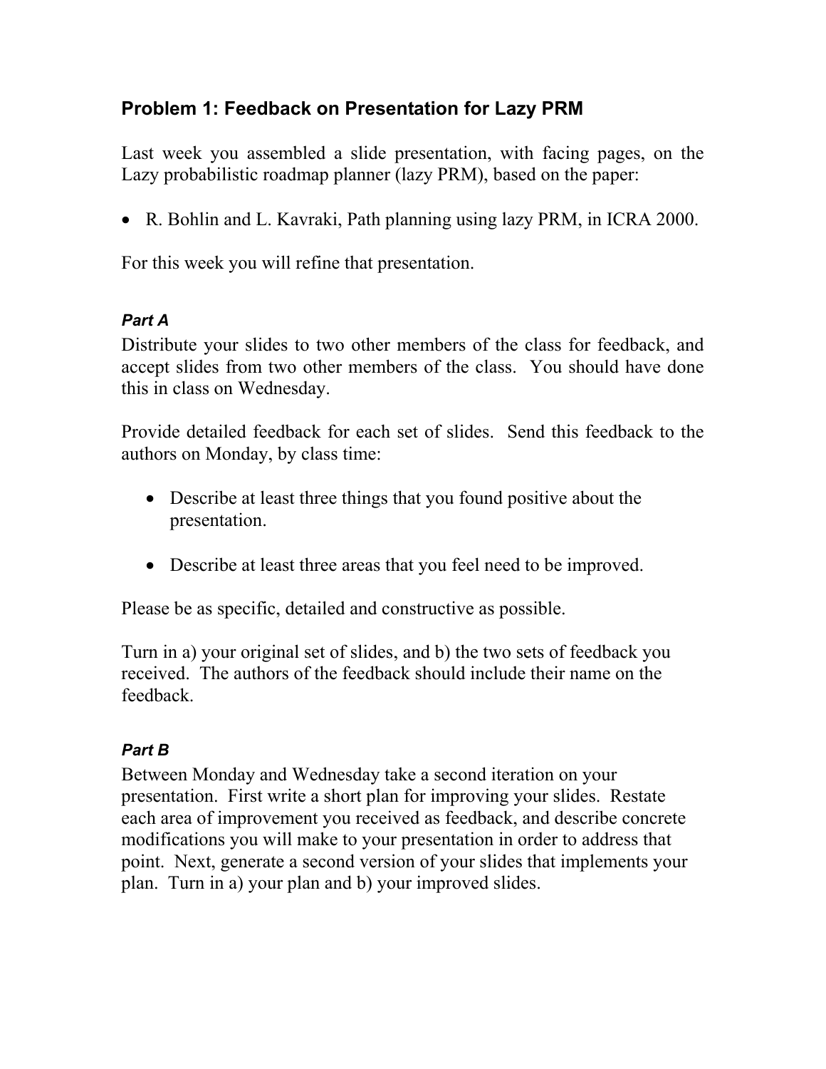## Problem 1: Feedback on Presentation for Lazy PRM

Last week you assembled a slide presentation, with facing pages, on the Lazy probabilistic roadmap planner (lazy PRM), based on the paper:

- R. Bohlin and L. Kavraki, Path planning using lazy PRM, in ICRA 2000.

For this week you will refine that presentation.

### *Part A*

Distribute your slides to two other members of the class for feedback, and accept slides from two other members of the class. You should have done this in class on Wednesday.

Provide detailed feedback for each set of slides. Send this feedback to the authors on Monday, by class time:

- Describe at least three things that you found positive about the presentation.
- Describe at least three areas that you feel need to be improved.

Please be as specific, detailed and constructive as possible.

Turn in a) your original set of slides, and b) the two sets of feedback you received. The authors of the feedback should include their name on the feedback.

### *Part B*

Between Monday and Wednesday take a second iteration on your presentation. First write a short plan for improving your slides. Restate each area of improvement you received as feedback, and describe concrete modifications you will make to your presentation in order to address that point. Next, generate a second version of your slides that implements your plan. Turn in a) your plan and b) your improved slides.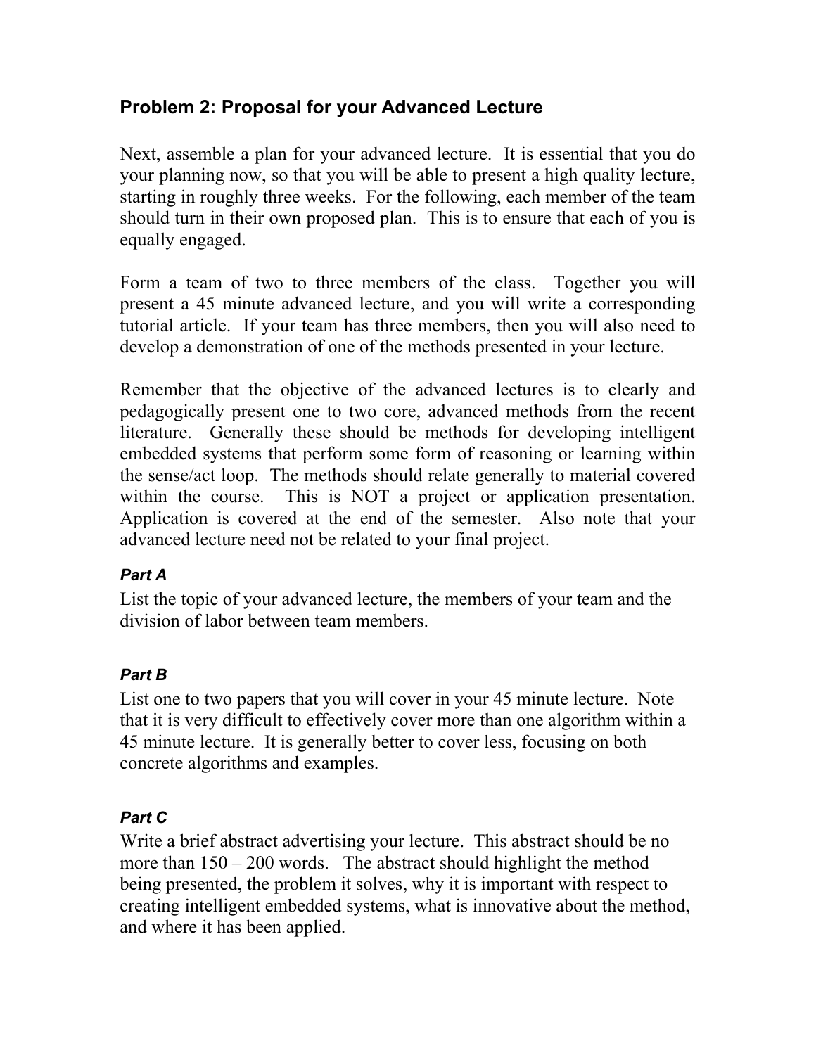## Problem 2: Proposal for your Advanced Lecture

Next, assemble a plan for your advanced lecture. It is essential that you do your planning now, so that you will be able to present a high quality lecture, starting in roughly three weeks. For the following, each member of the team should turn in their own proposed plan. This is to ensure that each of you is equally engaged.

Form a team of two to three members of the class. Together you will present a 45 minute advanced lecture, and you will write a corresponding tutorial article. If your team has three members, then you will also need to develop a demonstration of one of the methods presented in your lecture.

Remember that the objective of the advanced lectures is to clearly and pedagogically present one to two core, advanced methods from the recent literature. Generally these should be methods for developing intelligent embedded systems that perform some form of reasoning or learning within the sense/act loop. The methods should relate generally to material covered within the course. This is NOT a project or application presentation. Application is covered at the end of the semester. Also note that your advanced lecture need not be related to your final project.

### *Part A*

List the topic of your advanced lecture, the members of your team and the division of labor between team members.

### *Part B*

List one to two papers that you will cover in your 45 minute lecture. Note that it is very difficult to effectively cover more than one algorithm within a 45 minute lecture. It is generally better to cover less, focusing on both concrete algorithms and examples.

### *Part C*

Write a brief abstract advertising your lecture. This abstract should be no more than 150 – 200 words. The abstract should highlight the method being presented, the problem it solves, why it is important with respect to creating intelligent embedded systems, what is innovative about the method, and where it has been applied.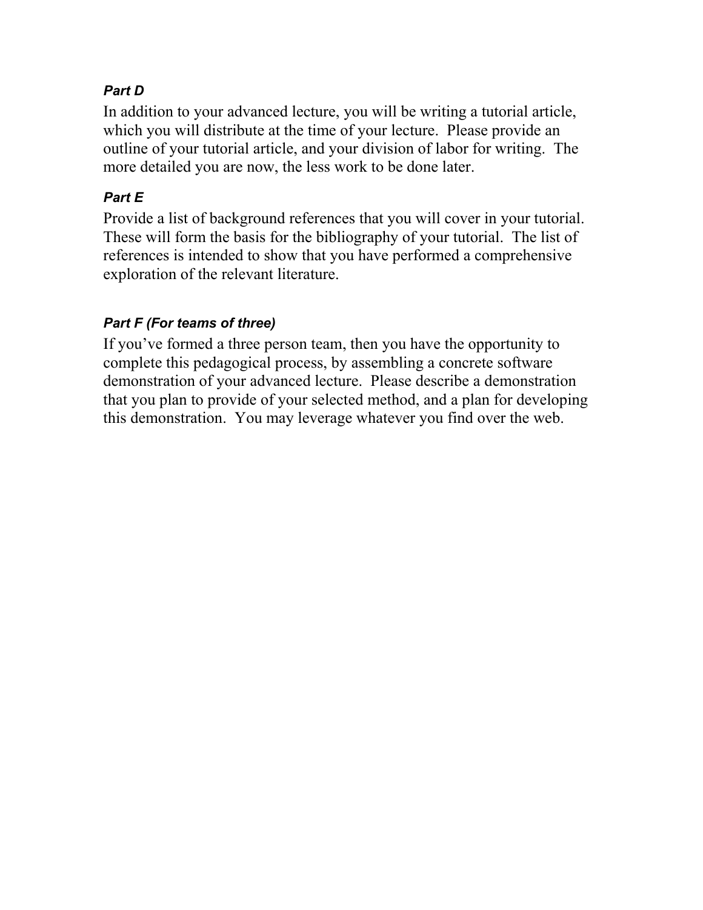### *Part D*

In addition to your advanced lecture, you will be writing a tutorial article, which you will distribute at the time of your lecture. Please provide an outline of your tutorial article, and your division of labor for writing. The more detailed you are now, the less work to be done later.

### *Part E*

Provide a list of background references that you will cover in your tutorial. These will form the basis for the bibliography of your tutorial. The list of references is intended to show that you have performed a comprehensive exploration of the relevant literature.

### *Part F (For teams of three)*

If you've formed a three person team, then you have the opportunity to complete this pedagogical process, by assembling a concrete software demonstration of your advanced lecture. Please describe a demonstration that you plan to provide of your selected method, and a plan for developing this demonstration. You may leverage whatever you find over the web.